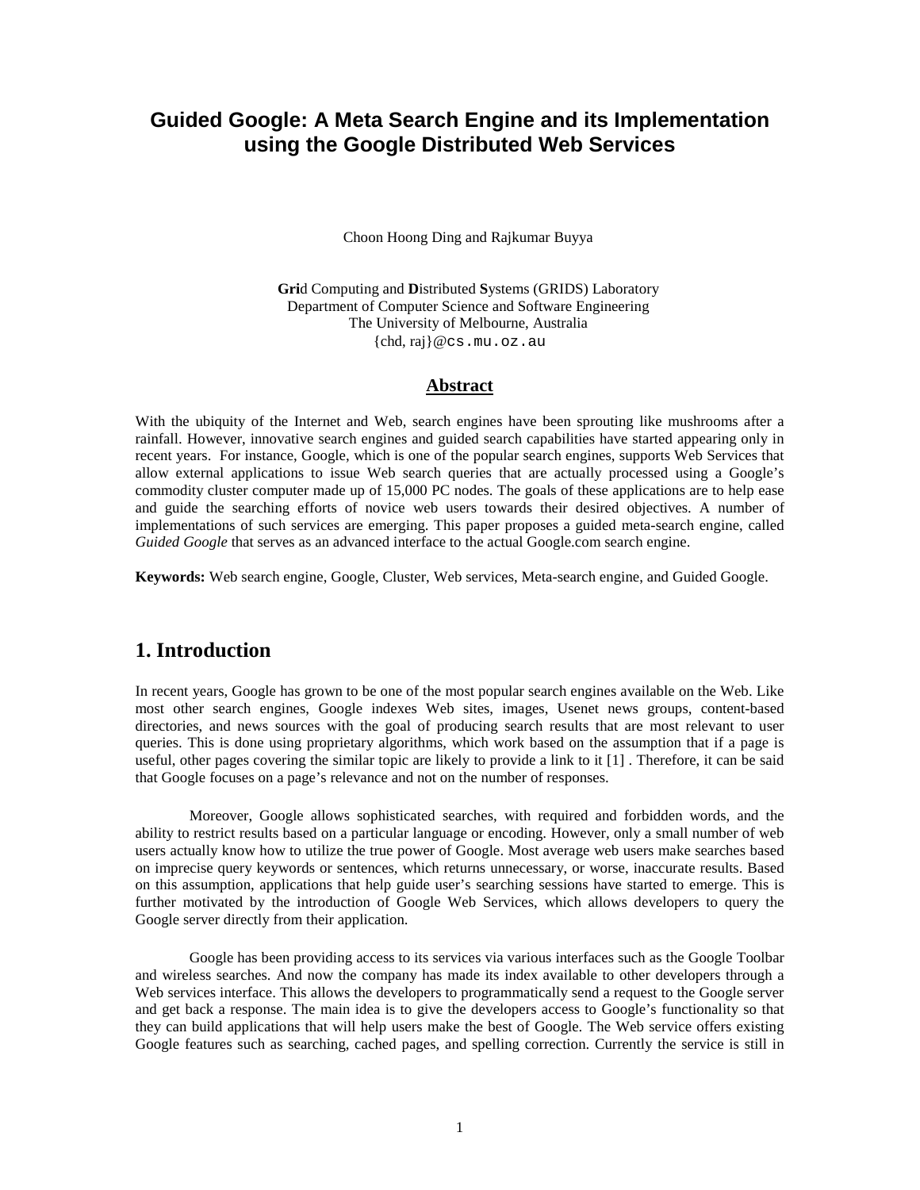# Guided Google: A Meta Search Engine and its Implementation using the Google Distributed Web Services

Choon Hoong Ding and Rajkumar Buyya

**Gri**d Computing and **D**istributed **S**ystems (GRIDS) Laboratory
Department of Computer Science and Software Engineering
The University of Melbourne, Australia
{chd, raj}@cs.mu.oz.au

## Abstract

With the ubiquity of the Internet and Web, search engines have been sprouting like mushrooms after a rainfall. However, innovative search engines and guided search capabilities have started appearing only in recent years. For instance, Google, which is one of the popular search engines, supports Web Services that allow external applications to issue Web search queries that are actually processed using a Google's commodity cluster computer made up of 15,000 PC nodes. The goals of these applications are to help ease and guide the searching efforts of novice web users towards their desired objectives. A number of implementations of such services are emerging. This paper proposes a guided meta-search engine, called *Guided Google* that serves as an advanced interface to the actual Google.com search engine.

**Keywords:** Web search engine, Google, Cluster, Web services, Meta-search engine, and Guided Google.

## 1. Introduction

In recent years, Google has grown to be one of the most popular search engines available on the Web. Like most other search engines, Google indexes Web sites, images, Usenet news groups, content-based directories, and news sources with the goal of producing search results that are most relevant to user queries. This is done using proprietary algorithms, which work based on the assumption that if a page is useful, other pages covering the similar topic are likely to provide a link to it [1] . Therefore, it can be said that Google focuses on a page's relevance and not on the number of responses.

Moreover, Google allows sophisticated searches, with required and forbidden words, and the ability to restrict results based on a particular language or encoding. However, only a small number of web users actually know how to utilize the true power of Google. Most average web users make searches based on imprecise query keywords or sentences, which returns unnecessary, or worse, inaccurate results. Based on this assumption, applications that help guide user's searching sessions have started to emerge. This is further motivated by the introduction of Google Web Services, which allows developers to query the Google server directly from their application.

Google has been providing access to its services via various interfaces such as the Google Toolbar and wireless searches. And now the company has made its index available to other developers through a Web services interface. This allows the developers to programmatically send a request to the Google server and get back a response. The main idea is to give the developers access to Google's functionality so that they can build applications that will help users make the best of Google. The Web service offers existing Google features such as searching, cached pages, and spelling correction. Currently the service is still in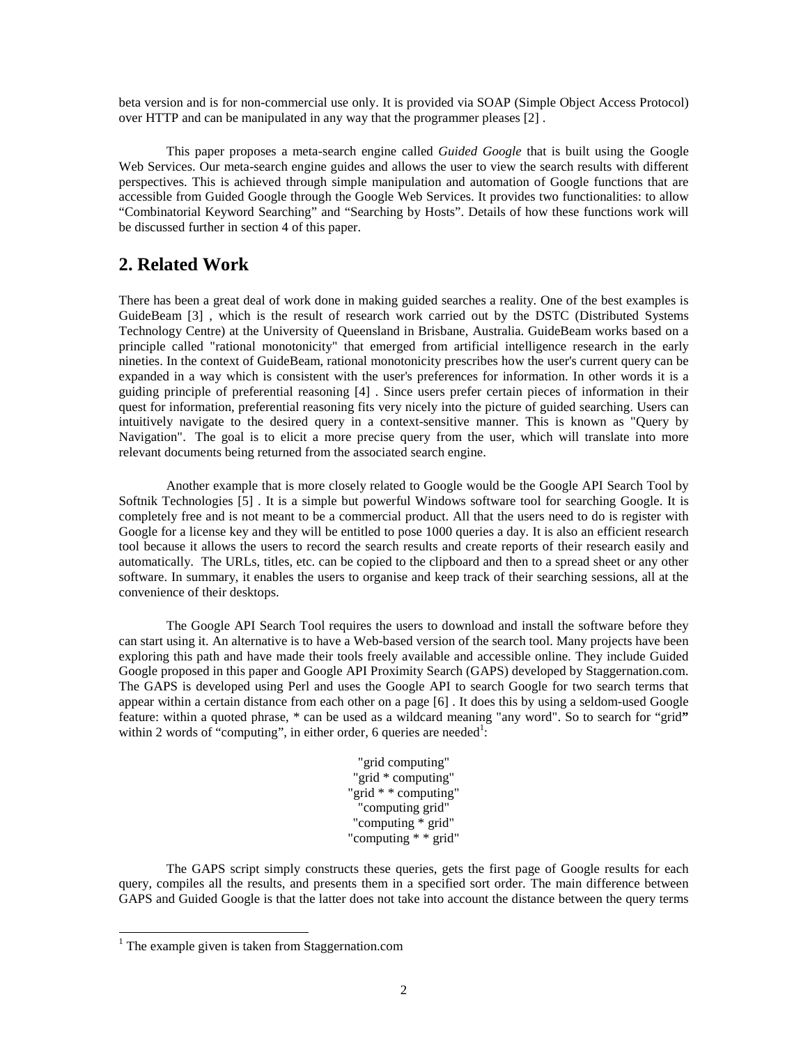beta version and is for non-commercial use only. It is provided via SOAP (Simple Object Access Protocol) over HTTP and can be manipulated in any way that the programmer pleases [2] .

This paper proposes a meta-search engine called *Guided Google* that is built using the Google Web Services. Our meta-search engine guides and allows the user to view the search results with different perspectives. This is achieved through simple manipulation and automation of Google functions that are accessible from Guided Google through the Google Web Services. It provides two functionalities: to allow "Combinatorial Keyword Searching" and "Searching by Hosts". Details of how these functions work will be discussed further in section 4 of this paper.

## 2. Related Work

There has been a great deal of work done in making guided searches a reality. One of the best examples is GuideBeam [3] , which is the result of research work carried out by the DSTC (Distributed Systems Technology Centre) at the University of Queensland in Brisbane, Australia. GuideBeam works based on a principle called "rational monotonicity" that emerged from artificial intelligence research in the early nineties. In the context of GuideBeam, rational monotonicity prescribes how the user's current query can be expanded in a way which is consistent with the user's preferences for information. In other words it is a guiding principle of preferential reasoning [4] . Since users prefer certain pieces of information in their quest for information, preferential reasoning fits very nicely into the picture of guided searching. Users can intuitively navigate to the desired query in a context-sensitive manner. This is known as "Query by Navigation". The goal is to elicit a more precise query from the user, which will translate into more relevant documents being returned from the associated search engine.

Another example that is more closely related to Google would be the Google API Search Tool by Softnik Technologies [5] . It is a simple but powerful Windows software tool for searching Google. It is completely free and is not meant to be a commercial product. All that the users need to do is register with Google for a license key and they will be entitled to pose 1000 queries a day. It is also an efficient research tool because it allows the users to record the search results and create reports of their research easily and automatically. The URLs, titles, etc. can be copied to the clipboard and then to a spread sheet or any other software. In summary, it enables the users to organise and keep track of their searching sessions, all at the convenience of their desktops.

The Google API Search Tool requires the users to download and install the software before they can start using it. An alternative is to have a Web-based version of the search tool. Many projects have been exploring this path and have made their tools freely available and accessible online. They include Guided Google proposed in this paper and Google API Proximity Search (GAPS) developed by Staggernation.com. The GAPS is developed using Perl and uses the Google API to search Google for two search terms that appear within a certain distance from each other on a page [6] . It does this by using a seldom-used Google feature: within a quoted phrase, * can be used as a wildcard meaning "any word". So to search for "grid" within 2 words of "computing", in either order, 6 queries are needed[1]:

"grid computing"
"grid * computing"
"grid * * computing"
"computing grid"
"computing * grid"
"computing * * grid"

The GAPS script simply constructs these queries, gets the first page of Google results for each query, compiles all the results, and presents them in a specified sort order. The main difference between GAPS and Guided Google is that the latter does not take into account the distance between the query terms

[1] The example given is taken from Staggernation.com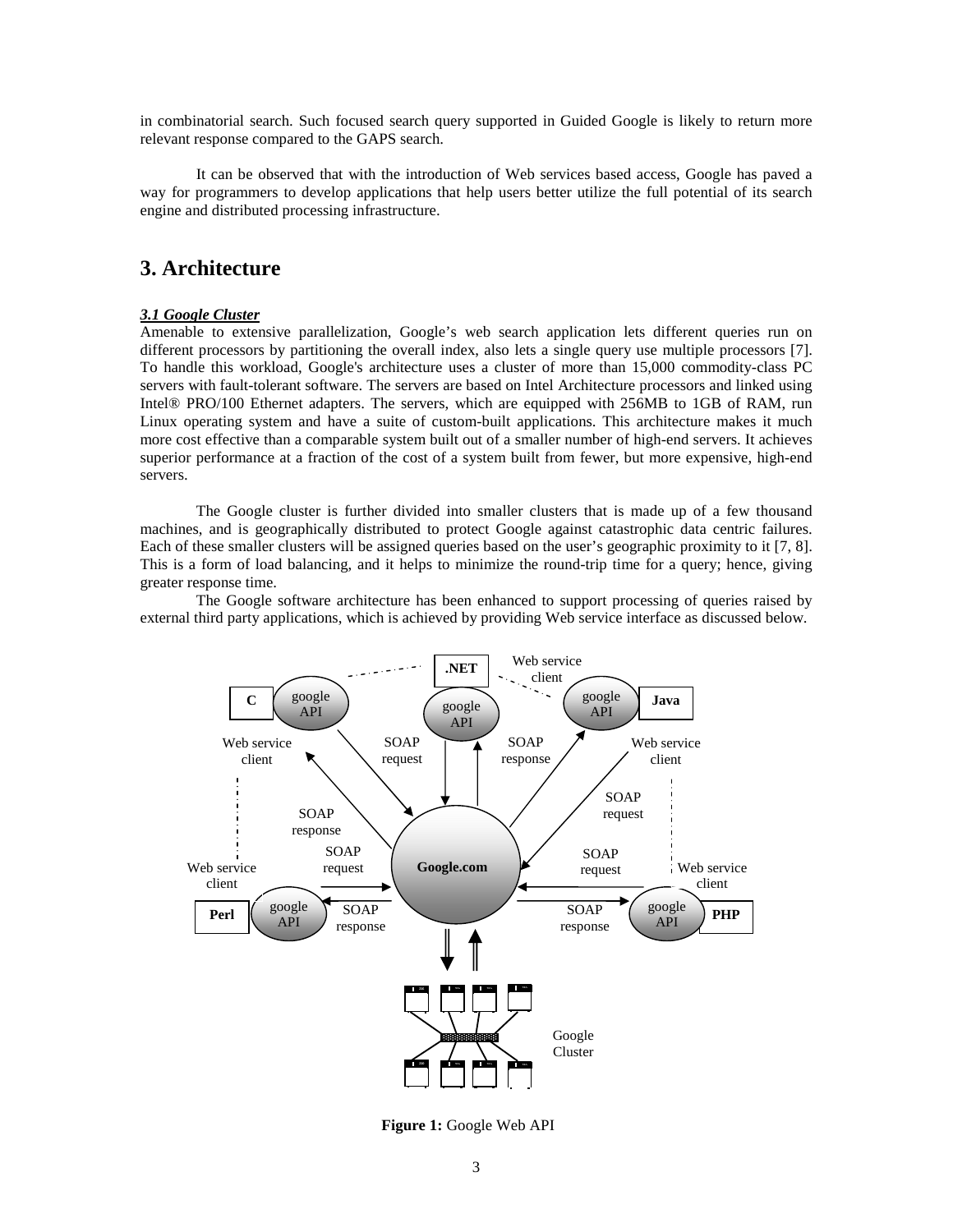in combinatorial search. Such focused search query supported in Guided Google is likely to return more relevant response compared to the GAPS search.

It can be observed that with the introduction of Web services based access, Google has paved a way for programmers to develop applications that help users better utilize the full potential of its search engine and distributed processing infrastructure.

# 3. Architecture

### *3.1 Google Cluster*

Amenable to extensive parallelization, Google's web search application lets different queries run on different processors by partitioning the overall index, also lets a single query use multiple processors [7]. To handle this workload, Google's architecture uses a cluster of more than 15,000 commodity-class PC servers with fault-tolerant software. The servers are based on Intel Architecture processors and linked using Intel® PRO/100 Ethernet adapters. The servers, which are equipped with 256MB to 1GB of RAM, run Linux operating system and have a suite of custom-built applications. This architecture makes it much more cost effective than a comparable system built out of a smaller number of high-end servers. It achieves superior performance at a fraction of the cost of a system built from fewer, but more expensive, high-end servers.

The Google cluster is further divided into smaller clusters that is made up of a few thousand machines, and is geographically distributed to protect Google against catastrophic data centric failures. Each of these smaller clusters will be assigned queries based on the user's geographic proximity to it [7, 8]. This is a form of load balancing, and it helps to minimize the round-trip time for a query; hence, giving greater response time.

The Google software architecture has been enhanced to support processing of queries raised by external third party applications, which is achieved by providing Web service interface as discussed below.

**Figure 1:** Google Web API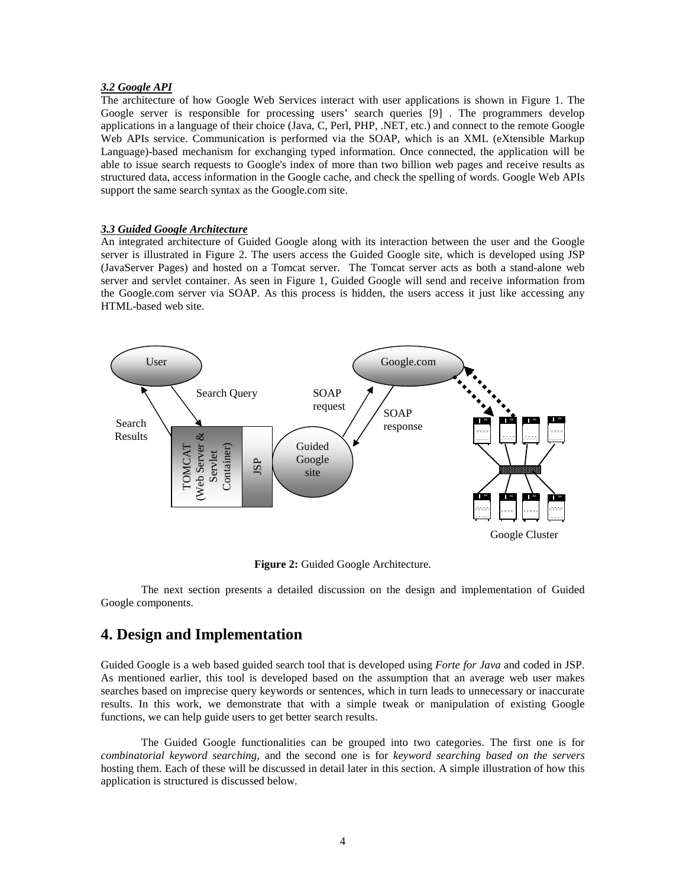### *3.2 Google API*

The architecture of how Google Web Services interact with user applications is shown in Figure 1. The Google server is responsible for processing users' search queries [9] . The programmers develop applications in a language of their choice (Java, C, Perl, PHP, .NET, etc.) and connect to the remote Google Web APIs service. Communication is performed via the SOAP, which is an XML (eXtensible Markup Language)-based mechanism for exchanging typed information. Once connected, the application will be able to issue search requests to Google's index of more than two billion web pages and receive results as structured data, access information in the Google cache, and check the spelling of words. Google Web APIs support the same search syntax as the Google.com site.

### *3.3 Guided Google Architecture*

An integrated architecture of Guided Google along with its interaction between the user and the Google server is illustrated in Figure 2. The users access the Guided Google site, which is developed using JSP (JavaServer Pages) and hosted on a Tomcat server. The Tomcat server acts as both a stand-alone web server and servlet container. As seen in Figure 1, Guided Google will send and receive information from the Google.com server via SOAP. As this process is hidden, the users access it just like accessing any HTML-based web site.

**Figure 2:** Guided Google Architecture.

The next section presents a detailed discussion on the design and implementation of Guided Google components.

## 4. Design and Implementation

Guided Google is a web based guided search tool that is developed using *Forte for Java* and coded in JSP. As mentioned earlier, this tool is developed based on the assumption that an average web user makes searches based on imprecise query keywords or sentences, which in turn leads to unnecessary or inaccurate results. In this work, we demonstrate that with a simple tweak or manipulation of existing Google functions, we can help guide users to get better search results.

The Guided Google functionalities can be grouped into two categories. The first one is for *combinatorial keyword searching*, and the second one is for *keyword searching based on the servers* hosting them. Each of these will be discussed in detail later in this section. A simple illustration of how this application is structured is discussed below.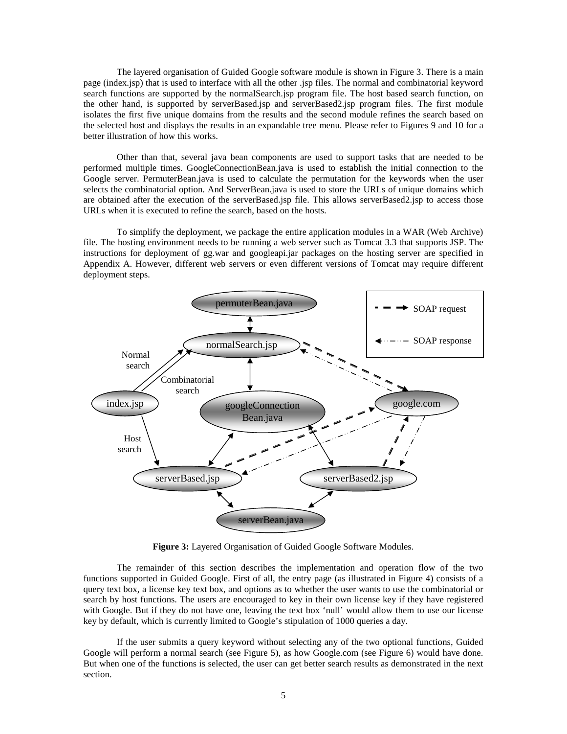The layered organisation of Guided Google software module is shown in Figure 3. There is a main page (index.jsp) that is used to interface with all the other .jsp files. The normal and combinatorial keyword search functions are supported by the normalSearch.jsp program file. The host based search function, on the other hand, is supported by serverBased.jsp and serverBased2.jsp program files. The first module isolates the first five unique domains from the results and the second module refines the search based on the selected host and displays the results in an expandable tree menu. Please refer to Figures 9 and 10 for a better illustration of how this works.

Other than that, several java bean components are used to support tasks that are needed to be performed multiple times. GoogleConnectionBean.java is used to establish the initial connection to the Google server. PermuterBean.java is used to calculate the permutation for the keywords when the user selects the combinatorial option. And ServerBean.java is used to store the URLs of unique domains which are obtained after the execution of the serverBased.jsp file. This allows serverBased2.jsp to access those URLs when it is executed to refine the search, based on the hosts.

To simplify the deployment, we package the entire application modules in a WAR (Web Archive) file. The hosting environment needs to be running a web server such as Tomcat 3.3 that supports JSP. The instructions for deployment of gg.war and googleapi.jar packages on the hosting server are specified in Appendix A. However, different web servers or even different versions of Tomcat may require different deployment steps.

**Figure 3:** Layered Organisation of Guided Google Software Modules.

The remainder of this section describes the implementation and operation flow of the two functions supported in Guided Google. First of all, the entry page (as illustrated in Figure 4) consists of a query text box, a license key text box, and options as to whether the user wants to use the combinatorial or search by host functions. The users are encouraged to key in their own license key if they have registered with Google. But if they do not have one, leaving the text box 'null' would allow them to use our license key by default, which is currently limited to Google's stipulation of 1000 queries a day.

If the user submits a query keyword without selecting any of the two optional functions, Guided Google will perform a normal search (see Figure 5), as how Google.com (see Figure 6) would have done. But when one of the functions is selected, the user can get better search results as demonstrated in the next section.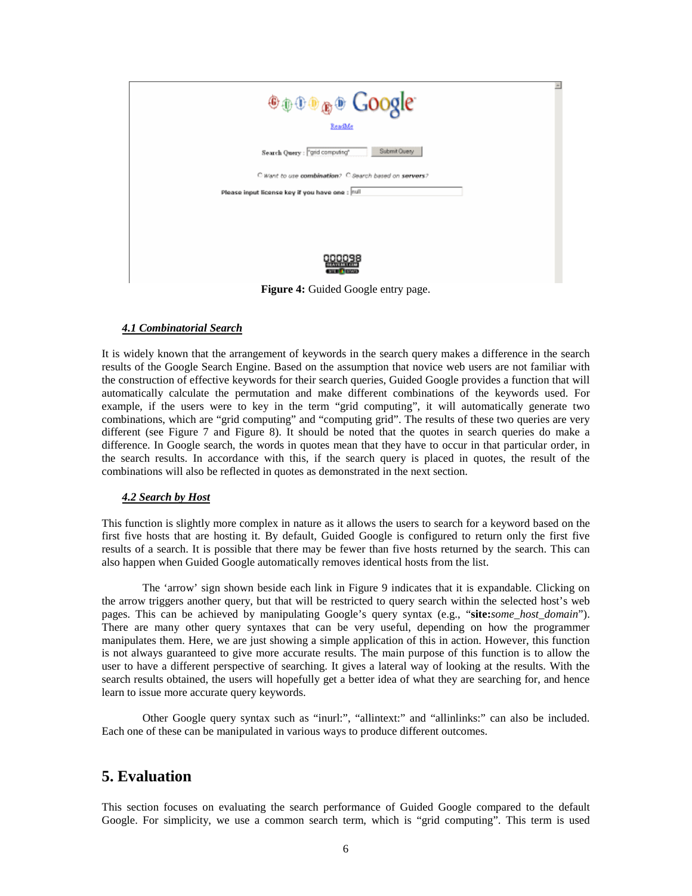**Figure 4:** Guided Google entry page.

### *4.1 Combinatorial Search*

It is widely known that the arrangement of keywords in the search query makes a difference in the search results of the Google Search Engine. Based on the assumption that novice web users are not familiar with the construction of effective keywords for their search queries, Guided Google provides a function that will automatically calculate the permutation and make different combinations of the keywords used. For example, if the users were to key in the term "grid computing", it will automatically generate two combinations, which are "grid computing" and "computing grid". The results of these two queries are very different (see Figure 7 and Figure 8). It should be noted that the quotes in search queries do make a difference. In Google search, the words in quotes mean that they have to occur in that particular order, in the search results. In accordance with this, if the search query is placed in quotes, the result of the combinations will also be reflected in quotes as demonstrated in the next section.

### *4.2 Search by Host*

This function is slightly more complex in nature as it allows the users to search for a keyword based on the first five hosts that are hosting it. By default, Guided Google is configured to return only the first five results of a search. It is possible that there may be fewer than five hosts returned by the search. This can also happen when Guided Google automatically removes identical hosts from the list.

The 'arrow' sign shown beside each link in Figure 9 indicates that it is expandable. Clicking on the arrow triggers another query, but that will be restricted to query search within the selected host's web pages. This can be achieved by manipulating Google's query syntax (e.g., "**site:***some_host_domain*"). There are many other query syntaxes that can be very useful, depending on how the programmer manipulates them. Here, we are just showing a simple application of this in action. However, this function is not always guaranteed to give more accurate results. The main purpose of this function is to allow the user to have a different perspective of searching. It gives a lateral way of looking at the results. With the search results obtained, the users will hopefully get a better idea of what they are searching for, and hence learn to issue more accurate query keywords.

Other Google query syntax such as "inurl:", "allintext:" and "allinlinks:" can also be included. Each one of these can be manipulated in various ways to produce different outcomes.

## 5. Evaluation

This section focuses on evaluating the search performance of Guided Google compared to the default Google. For simplicity, we use a common search term, which is "grid computing". This term is used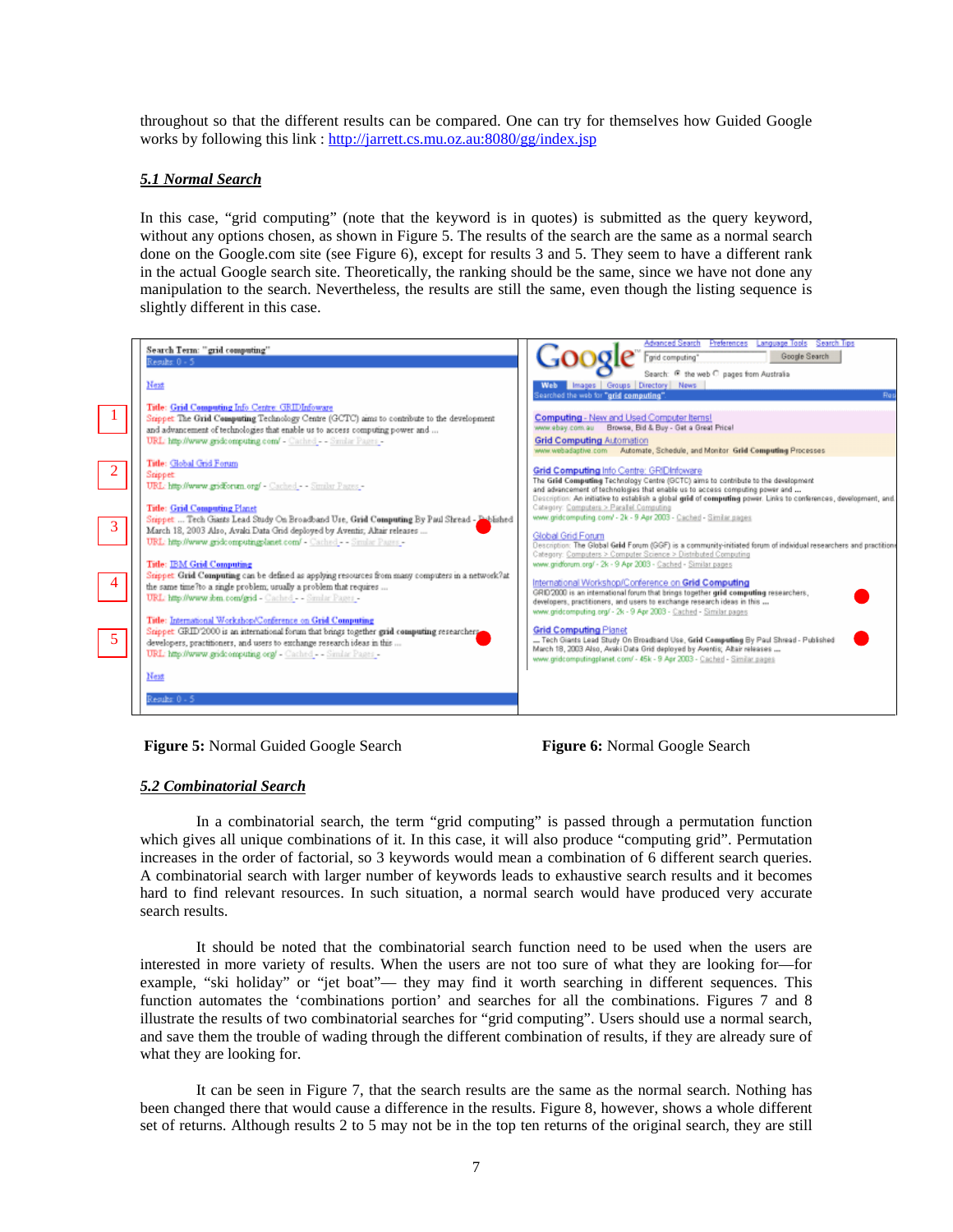throughout so that the different results can be compared. One can try for themselves how Guided Google works by following this link : http://jarrett.cs.mu.oz.au:8080/gg/index.jsp

### *5.1 Normal Search*

In this case, "grid computing" (note that the keyword is in quotes) is submitted as the query keyword, without any options chosen, as shown in Figure 5. The results of the search are the same as a normal search done on the Google.com site (see Figure 6), except for results 3 and 5. They seem to have a different rank in the actual Google search site. Theoretically, the ranking should be the same, since we have not done any manipulation to the search. Nevertheless, the results are still the same, even though the listing sequence is slightly different in this case.

**Figure 5:** Normal Guided Google Search

**Figure 6:** Normal Google Search

### *5.2 Combinatorial Search*

In a combinatorial search, the term "grid computing" is passed through a permutation function which gives all unique combinations of it. In this case, it will also produce "computing grid". Permutation increases in the order of factorial, so 3 keywords would mean a combination of 6 different search queries. A combinatorial search with larger number of keywords leads to exhaustive search results and it becomes hard to find relevant resources. In such situation, a normal search would have produced very accurate search results.

It should be noted that the combinatorial search function need to be used when the users are interested in more variety of results. When the users are not too sure of what they are looking for—for example, "ski holiday" or "jet boat"— they may find it worth searching in different sequences. This function automates the 'combinations portion' and searches for all the combinations. Figures 7 and 8 illustrate the results of two combinatorial searches for "grid computing". Users should use a normal search, and save them the trouble of wading through the different combination of results, if they are already sure of what they are looking for.

It can be seen in Figure 7, that the search results are the same as the normal search. Nothing has been changed there that would cause a difference in the results. Figure 8, however, shows a whole different set of returns. Although results 2 to 5 may not be in the top ten returns of the original search, they are still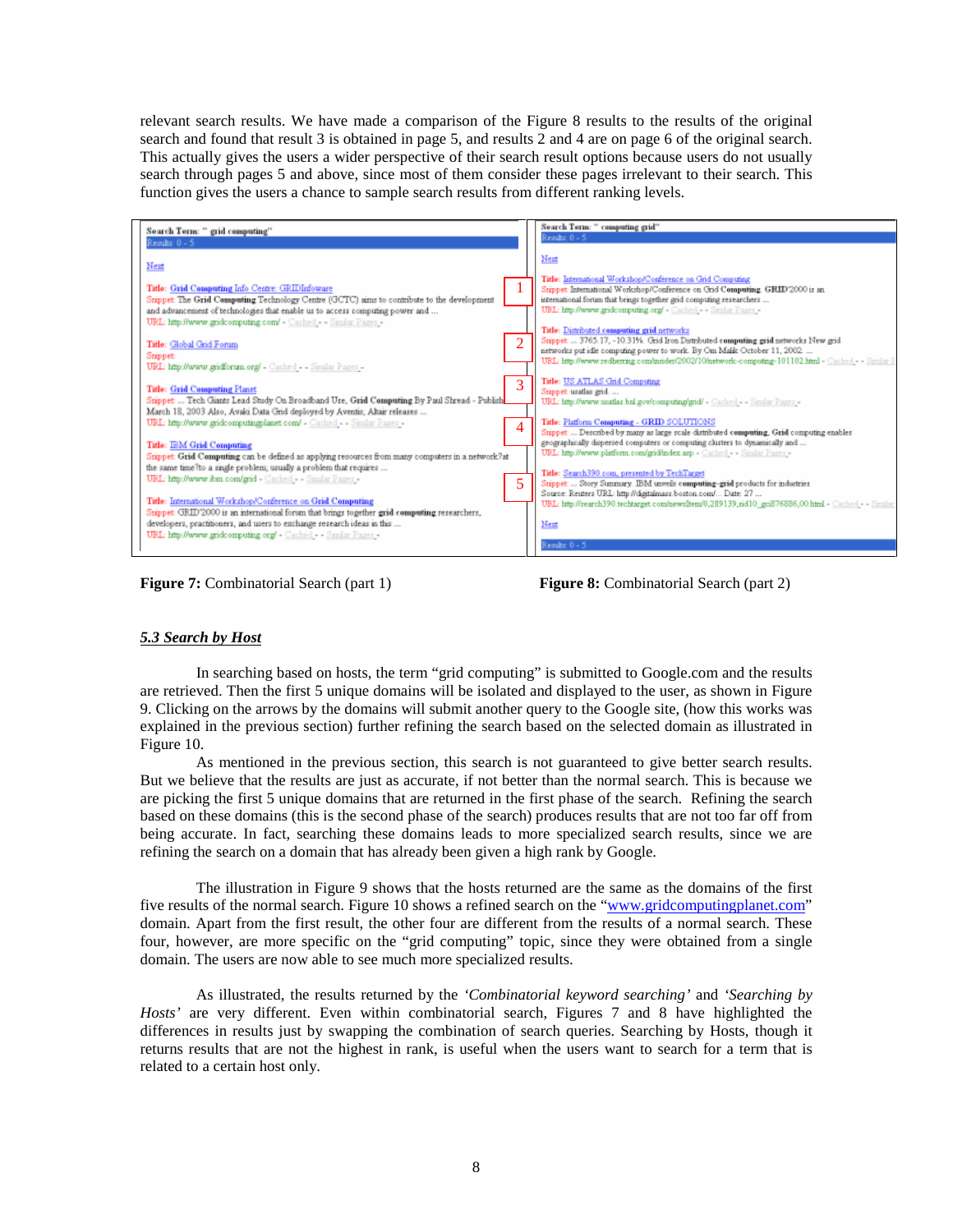relevant search results. We have made a comparison of the Figure 8 results to the results of the original search and found that result 3 is obtained in page 5, and results 2 and 4 are on page 6 of the original search. This actually gives the users a wider perspective of their search result options because users do not usually search through pages 5 and above, since most of them consider these pages irrelevant to their search. This function gives the users a chance to sample search results from different ranking levels.

**Figure 7:** Combinatorial Search (part 1)

**Figure 8:** Combinatorial Search (part 2)

### *5.3 Search by Host*

In searching based on hosts, the term "grid computing" is submitted to Google.com and the results are retrieved. Then the first 5 unique domains will be isolated and displayed to the user, as shown in Figure 9. Clicking on the arrows by the domains will submit another query to the Google site, (how this works was explained in the previous section) further refining the search based on the selected domain as illustrated in Figure 10.

As mentioned in the previous section, this search is not guaranteed to give better search results. But we believe that the results are just as accurate, if not better than the normal search. This is because we are picking the first 5 unique domains that are returned in the first phase of the search. Refining the search based on these domains (this is the second phase of the search) produces results that are not too far off from being accurate. In fact, searching these domains leads to more specialized search results, since we are refining the search on a domain that has already been given a high rank by Google.

The illustration in Figure 9 shows that the hosts returned are the same as the domains of the first five results of the normal search. Figure 10 shows a refined search on the "www.gridcomputingplanet.com" domain. Apart from the first result, the other four are different from the results of a normal search. These four, however, are more specific on the "grid computing" topic, since they were obtained from a single domain. The users are now able to see much more specialized results.

As illustrated, the results returned by the *'Combinatorial keyword searching'* and *'Searching by Hosts'* are very different. Even within combinatorial search, Figures 7 and 8 have highlighted the differences in results just by swapping the combination of search queries. Searching by Hosts, though it returns results that are not the highest in rank, is useful when the users want to search for a term that is related to a certain host only.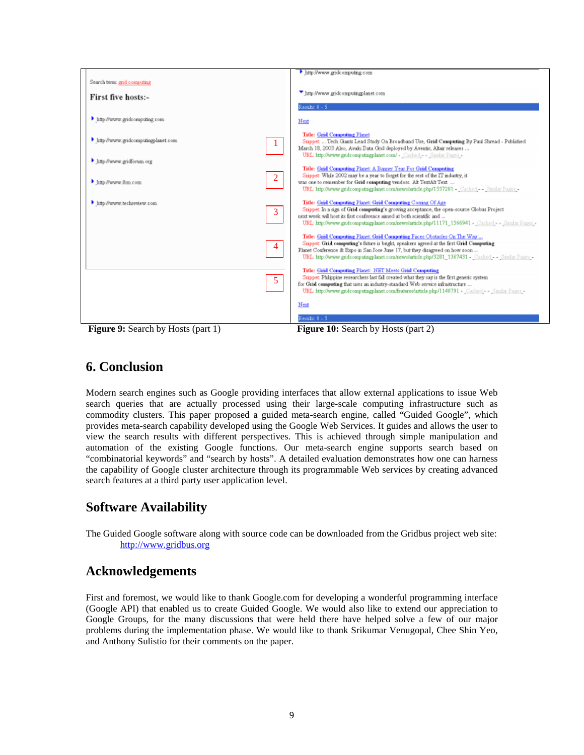**Figure 9:** Search by Hosts (part 1)

**Figure 10:** Search by Hosts (part 2)

## 6. Conclusion

Modern search engines such as Google providing interfaces that allow external applications to issue Web search queries that are actually processed using their large-scale computing infrastructure such as commodity clusters. This paper proposed a guided meta-search engine, called "Guided Google", which provides meta-search capability developed using the Google Web Services. It guides and allows the user to view the search results with different perspectives. This is achieved through simple manipulation and automation of the existing Google functions. Our meta-search engine supports search based on "combinatorial keywords" and "search by hosts". A detailed evaluation demonstrates how one can harness the capability of Google cluster architecture through its programmable Web services by creating advanced search features at a third party user application level.

## Software Availability

The Guided Google software along with source code can be downloaded from the Gridbus project web site:
http://www.gridbus.org

## Acknowledgements

First and foremost, we would like to thank Google.com for developing a wonderful programming interface (Google API) that enabled us to create Guided Google. We would also like to extend our appreciation to Google Groups, for the many discussions that were held there have helped solve a few of our major problems during the implementation phase. We would like to thank Srikumar Venugopal, Chee Shin Yeo, and Anthony Sulistio for their comments on the paper.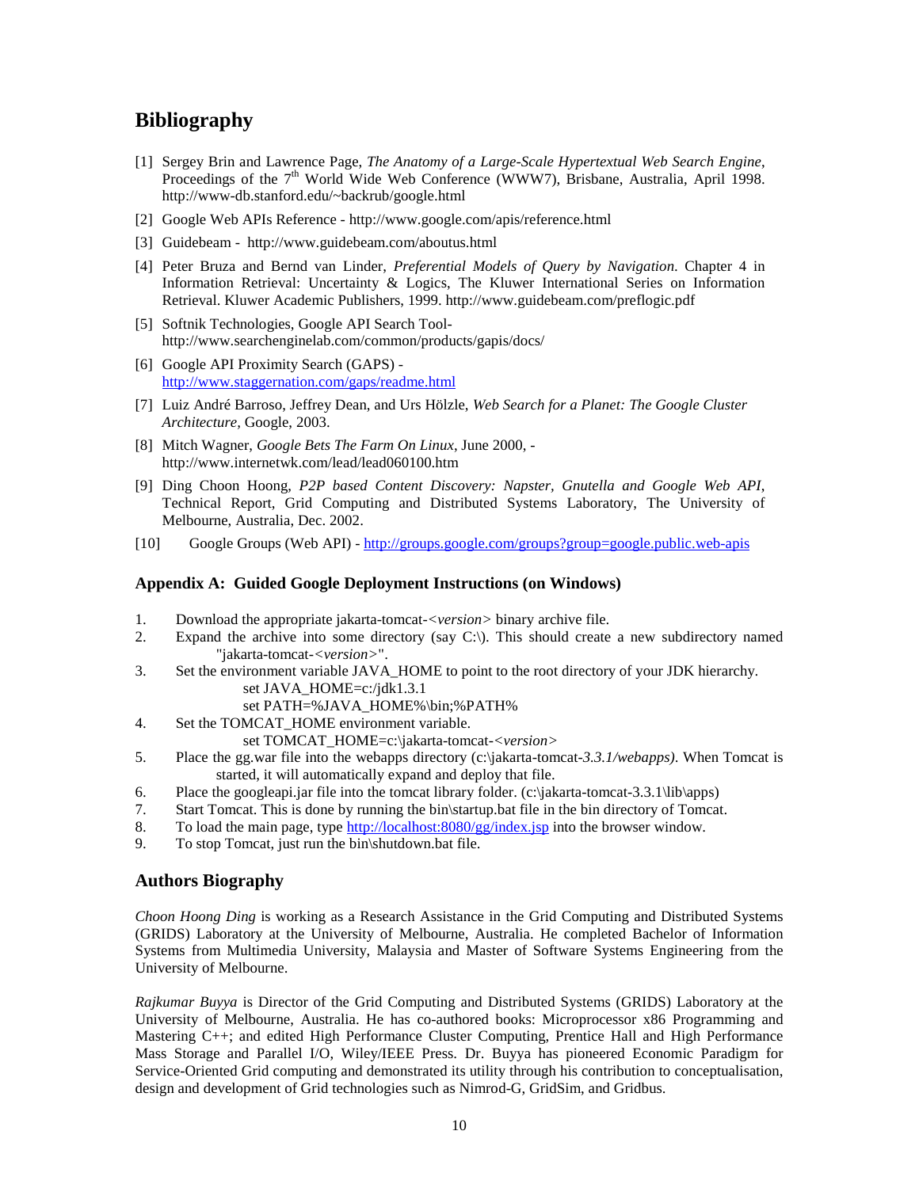## Bibliography

[1] Sergey Brin and Lawrence Page, *The Anatomy of a Large-Scale Hypertextual Web Search Engine*, Proceedings of the 7th World Wide Web Conference (WWW7), Brisbane, Australia, April 1998. http://www-db.stanford.edu/~backrub/google.html

[2] Google Web APIs Reference - http://www.google.com/apis/reference.html

[3] Guidebeam - http://www.guidebeam.com/aboutus.html

[4] Peter Bruza and Bernd van Linder, *Preferential Models of Query by Navigation*. Chapter 4 in Information Retrieval: Uncertainty & Logics, The Kluwer International Series on Information Retrieval. Kluwer Academic Publishers, 1999. http://www.guidebeam.com/preflogic.pdf

[5] Softnik Technologies, Google API Search Tool- http://www.searchenginelab.com/common/products/gapis/docs/

[6] Google API Proximity Search (GAPS) - http://www.staggernation.com/gaps/readme.html

[7] Luiz André Barroso, Jeffrey Dean, and Urs Hölzle, *Web Search for a Planet: The Google Cluster Architecture*, Google, 2003.

[8] Mitch Wagner, *Google Bets The Farm On Linux*, June 2000, - http://www.internetwk.com/lead/lead060100.htm

[9] Ding Choon Hoong, *P2P based Content Discovery: Napster, Gnutella and Google Web API*, Technical Report, Grid Computing and Distributed Systems Laboratory, The University of Melbourne, Australia, Dec. 2002.

[10] Google Groups (Web API) - http://groups.google.com/groups?group=google.public.web-apis

### Appendix A: Guided Google Deployment Instructions (on Windows)

1. Download the appropriate jakarta-tomcat-*<version>* binary archive file.
2. Expand the archive into some directory (say C:\). This should create a new subdirectory named "jakarta-tomcat-*<version>*".
3. Set the environment variable JAVA_HOME to point to the root directory of your JDK hierarchy.
   set JAVA_HOME=c:/jdk1.3.1
   set PATH=%JAVA_HOME%\bin;%PATH%
4. Set the TOMCAT_HOME environment variable.
   set TOMCAT_HOME=c:\jakarta-tomcat-*<version>*
5. Place the gg.war file into the webapps directory (c:\jakarta-tomcat-*3.3.1/webapps)*. When Tomcat is started, it will automatically expand and deploy that file.
6. Place the googleapi.jar file into the tomcat library folder. (c:\jakarta-tomcat-3.3.1\lib\apps)
7. Start Tomcat. This is done by running the bin\startup.bat file in the bin directory of Tomcat.
8. To load the main page, type http://localhost:8080/gg/index.jsp into the browser window.
9. To stop Tomcat, just run the bin\shutdown.bat file.

## Authors Biography

*Choon Hoong Ding* is working as a Research Assistance in the Grid Computing and Distributed Systems (GRIDS) Laboratory at the University of Melbourne, Australia. He completed Bachelor of Information Systems from Multimedia University, Malaysia and Master of Software Systems Engineering from the University of Melbourne.

*Rajkumar Buyya* is Director of the Grid Computing and Distributed Systems (GRIDS) Laboratory at the University of Melbourne, Australia. He has co-authored books: Microprocessor x86 Programming and Mastering C++; and edited High Performance Cluster Computing, Prentice Hall and High Performance Mass Storage and Parallel I/O, Wiley/IEEE Press. Dr. Buyya has pioneered Economic Paradigm for Service-Oriented Grid computing and demonstrated its utility through his contribution to conceptualisation, design and development of Grid technologies such as Nimrod-G, GridSim, and Gridbus.